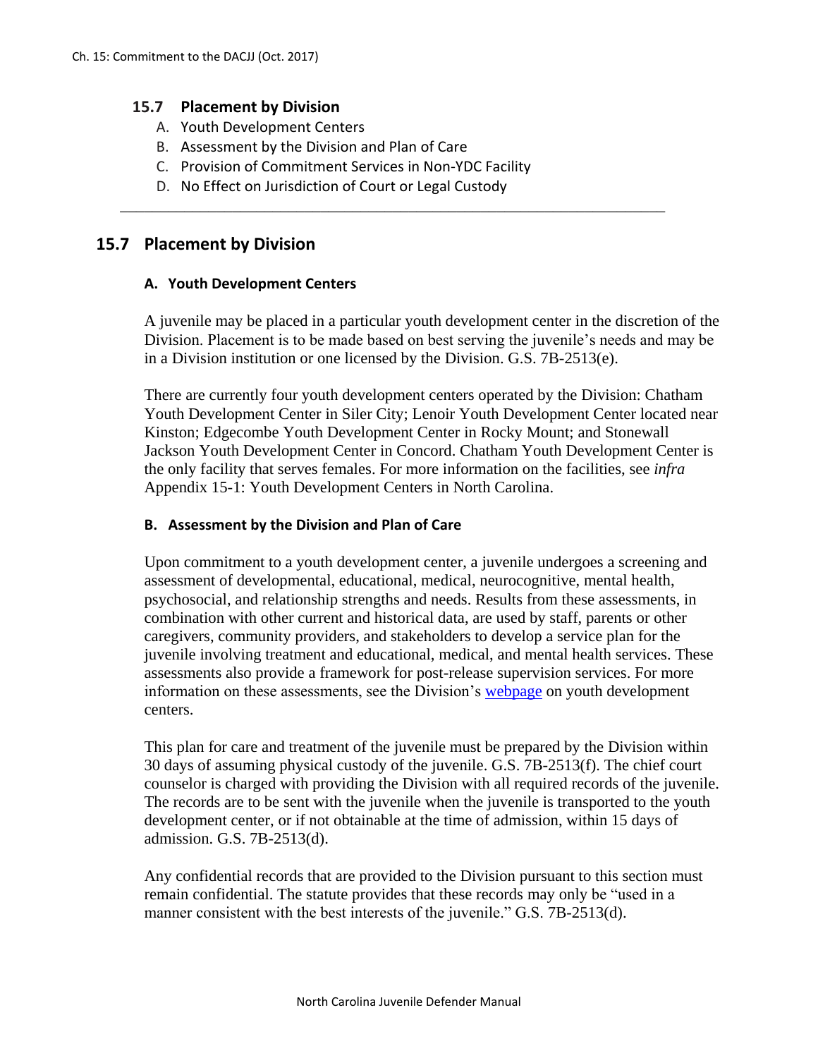## 15.7 Placement by Division

A. Youth Development Centers
B. Assessment by the Division and Plan of Care
C. Provision of Commitment Services in Non-YDC Facility
D. No Effect on Jurisdiction of Court or Legal Custody

---

## 15.7 Placement by Division

### A. Youth Development Centers

A juvenile may be placed in a particular youth development center in the discretion of the Division. Placement is to be made based on best serving the juvenile's needs and may be in a Division institution or one licensed by the Division. G.S. 7B-2513(e).

There are currently four youth development centers operated by the Division: Chatham Youth Development Center in Siler City; Lenoir Youth Development Center located near Kinston; Edgecombe Youth Development Center in Rocky Mount; and Stonewall Jackson Youth Development Center in Concord. Chatham Youth Development Center is the only facility that serves females. For more information on the facilities, see *infra* Appendix 15-1: Youth Development Centers in North Carolina.

### B. Assessment by the Division and Plan of Care

Upon commitment to a youth development center, a juvenile undergoes a screening and assessment of developmental, educational, medical, neurocognitive, mental health, psychosocial, and relationship strengths and needs. Results from these assessments, in combination with other current and historical data, are used by staff, parents or other caregivers, community providers, and stakeholders to develop a service plan for the juvenile involving treatment and educational, medical, and mental health services. These assessments also provide a framework for post-release supervision services. For more information on these assessments, see the Division's webpage on youth development centers.

This plan for care and treatment of the juvenile must be prepared by the Division within 30 days of assuming physical custody of the juvenile. G.S. 7B-2513(f). The chief court counselor is charged with providing the Division with all required records of the juvenile. The records are to be sent with the juvenile when the juvenile is transported to the youth development center, or if not obtainable at the time of admission, within 15 days of admission. G.S. 7B-2513(d).

Any confidential records that are provided to the Division pursuant to this section must remain confidential. The statute provides that these records may only be "used in a manner consistent with the best interests of the juvenile." G.S. 7B-2513(d).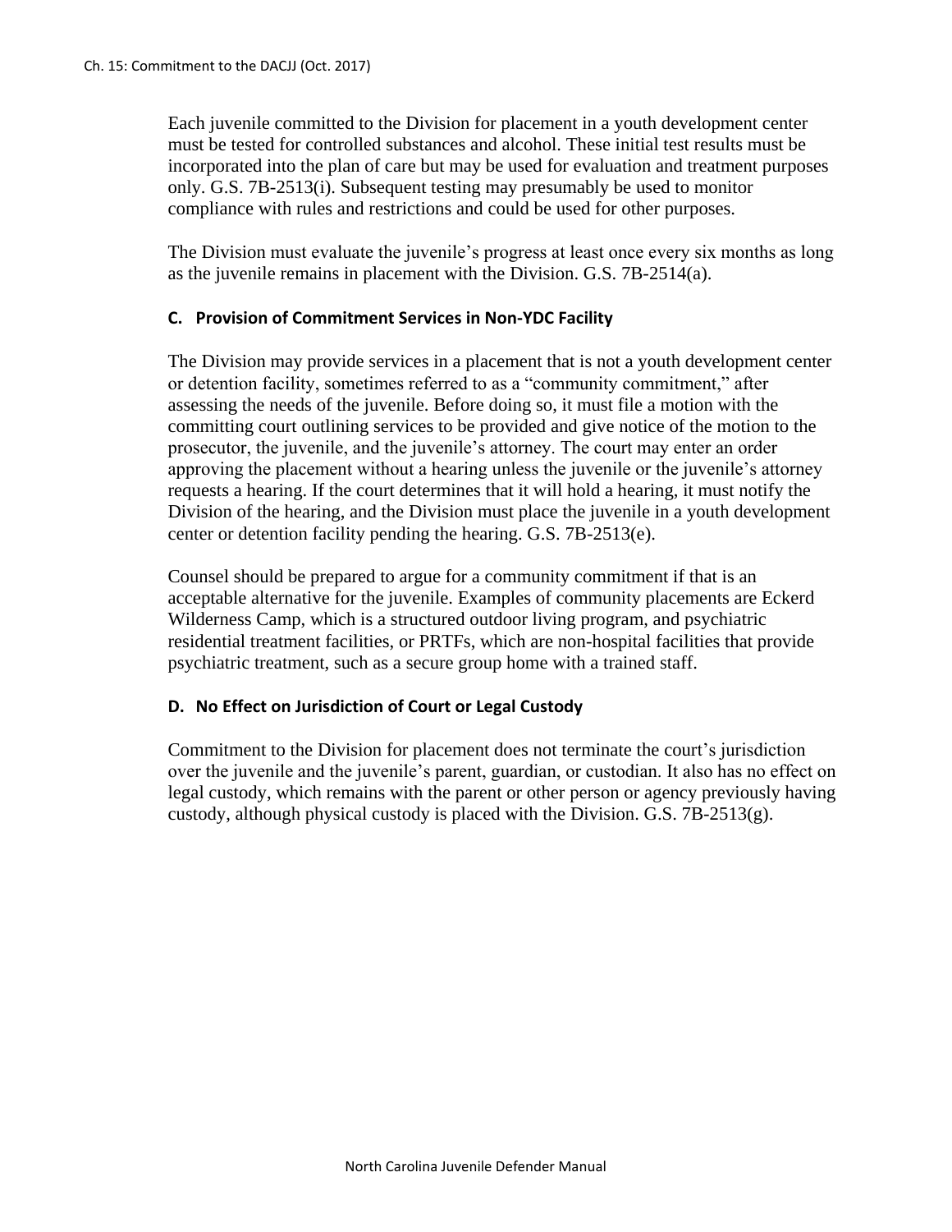Each juvenile committed to the Division for placement in a youth development center must be tested for controlled substances and alcohol. These initial test results must be incorporated into the plan of care but may be used for evaluation and treatment purposes only. G.S. 7B-2513(i). Subsequent testing may presumably be used to monitor compliance with rules and restrictions and could be used for other purposes.

The Division must evaluate the juvenile's progress at least once every six months as long as the juvenile remains in placement with the Division. G.S. 7B-2514(a).

### C. Provision of Commitment Services in Non-YDC Facility

The Division may provide services in a placement that is not a youth development center or detention facility, sometimes referred to as a "community commitment," after assessing the needs of the juvenile. Before doing so, it must file a motion with the committing court outlining services to be provided and give notice of the motion to the prosecutor, the juvenile, and the juvenile's attorney. The court may enter an order approving the placement without a hearing unless the juvenile or the juvenile's attorney requests a hearing. If the court determines that it will hold a hearing, it must notify the Division of the hearing, and the Division must place the juvenile in a youth development center or detention facility pending the hearing. G.S. 7B-2513(e).

Counsel should be prepared to argue for a community commitment if that is an acceptable alternative for the juvenile. Examples of community placements are Eckerd Wilderness Camp, which is a structured outdoor living program, and psychiatric residential treatment facilities, or PRTFs, which are non-hospital facilities that provide psychiatric treatment, such as a secure group home with a trained staff.

### D. No Effect on Jurisdiction of Court or Legal Custody

Commitment to the Division for placement does not terminate the court's jurisdiction over the juvenile and the juvenile's parent, guardian, or custodian. It also has no effect on legal custody, which remains with the parent or other person or agency previously having custody, although physical custody is placed with the Division. G.S. 7B-2513(g).